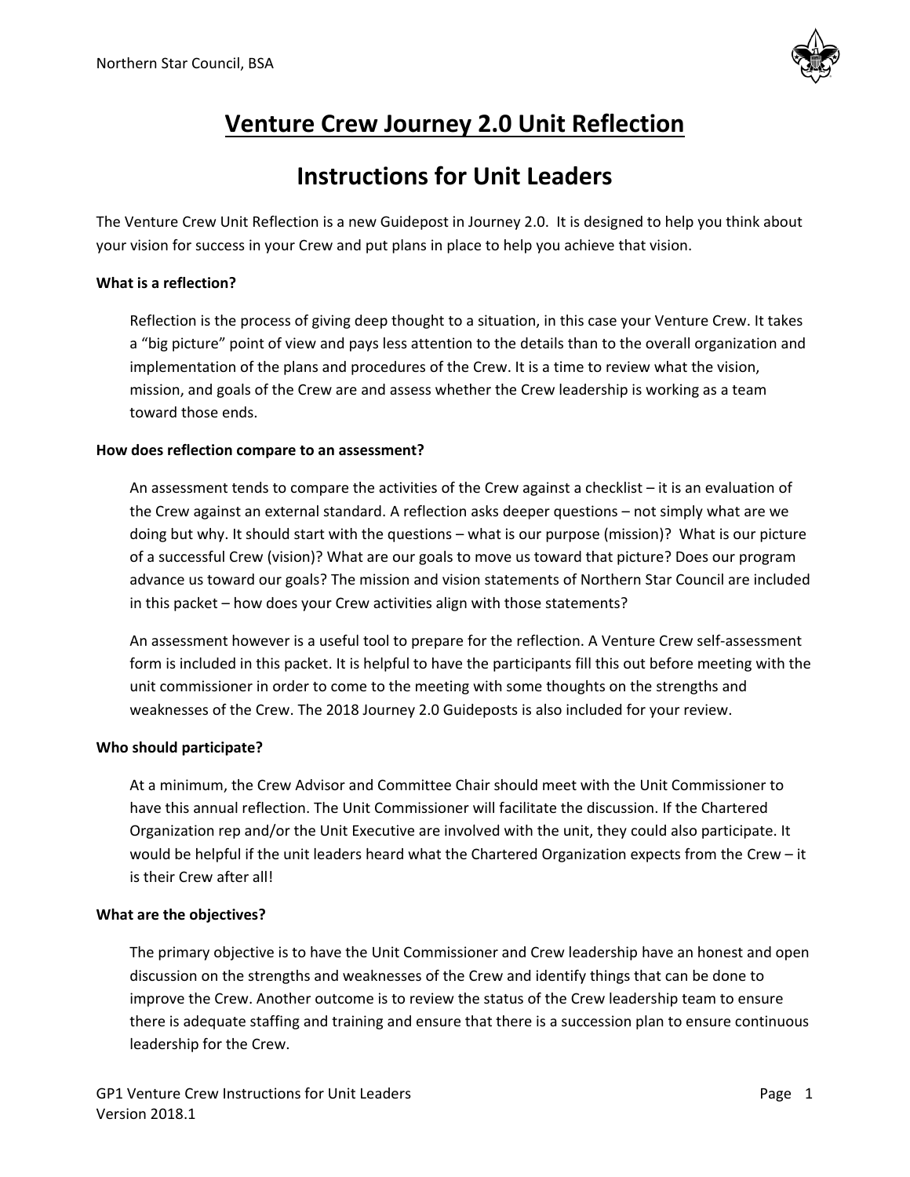# Venture Crew Journey 2.0 Unit Reflection

## Instructions for Unit Leaders

The Venture Crew Unit Reflection is a new Guidepost in Journey 2.0. It is designed to help you think about your vision for success in your Crew and put plans in place to help you achieve that vision.

**What is a reflection?**

Reflection is the process of giving deep thought to a situation, in this case your Venture Crew. It takes a "big picture" point of view and pays less attention to the details than to the overall organization and implementation of the plans and procedures of the Crew. It is a time to review what the vision, mission, and goals of the Crew are and assess whether the Crew leadership is working as a team toward those ends.

**How does reflection compare to an assessment?**

An assessment tends to compare the activities of the Crew against a checklist – it is an evaluation of the Crew against an external standard. A reflection asks deeper questions – not simply what are we doing but why. It should start with the questions – what is our purpose (mission)? What is our picture of a successful Crew (vision)? What are our goals to move us toward that picture? Does our program advance us toward our goals? The mission and vision statements of Northern Star Council are included in this packet – how does your Crew activities align with those statements?

An assessment however is a useful tool to prepare for the reflection. A Venture Crew self-assessment form is included in this packet. It is helpful to have the participants fill this out before meeting with the unit commissioner in order to come to the meeting with some thoughts on the strengths and weaknesses of the Crew. The 2018 Journey 2.0 Guideposts is also included for your review.

**Who should participate?**

At a minimum, the Crew Advisor and Committee Chair should meet with the Unit Commissioner to have this annual reflection. The Unit Commissioner will facilitate the discussion. If the Chartered Organization rep and/or the Unit Executive are involved with the unit, they could also participate. It would be helpful if the unit leaders heard what the Chartered Organization expects from the Crew – it is their Crew after all!

**What are the objectives?**

The primary objective is to have the Unit Commissioner and Crew leadership have an honest and open discussion on the strengths and weaknesses of the Crew and identify things that can be done to improve the Crew. Another outcome is to review the status of the Crew leadership team to ensure there is adequate staffing and training and ensure that there is a succession plan to ensure continuous leadership for the Crew.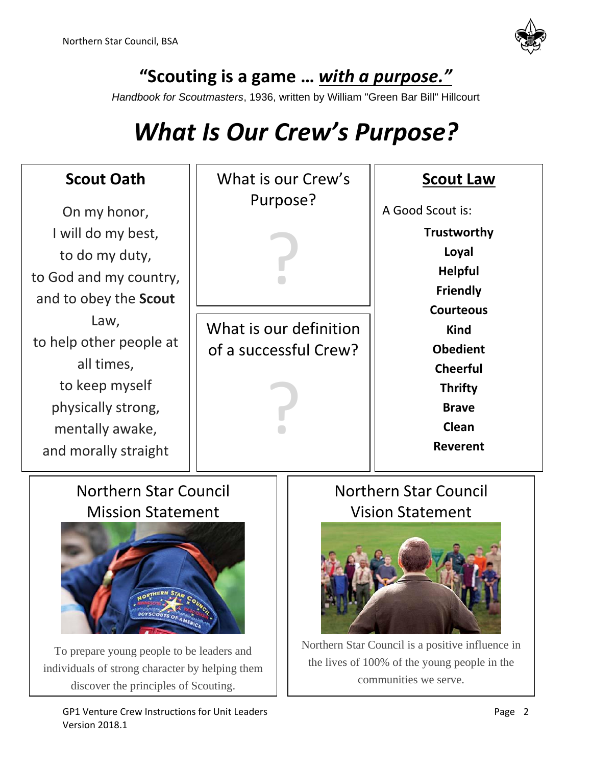## "Scouting is a game … *with a purpose."*

*Handbook for Scoutmasters*, 1936, written by William "Green Bar Bill" Hillcourt

# *What Is Our Crew's Purpose?*

### Scout Oath

On my honor,
I will do my best,
to do my duty,
to God and my country,
and to obey the **Scout** Law,
to help other people at all times,
to keep myself physically strong,
mentally awake,
and morally straight

### What is our Crew's Purpose?

?

### What is our definition of a successful Crew?

?

### Scout Law

A Good Scout is:

**Trustworthy**
**Loyal**
**Helpful**
**Friendly**
**Courteous**
**Kind**
**Obedient**
**Cheerful**
**Thrifty**
**Brave**
**Clean**
**Reverent**

### Northern Star Council Mission Statement

To prepare young people to be leaders and individuals of strong character by helping them discover the principles of Scouting.

### Northern Star Council Vision Statement

Northern Star Council is a positive influence in the lives of 100% of the young people in the communities we serve.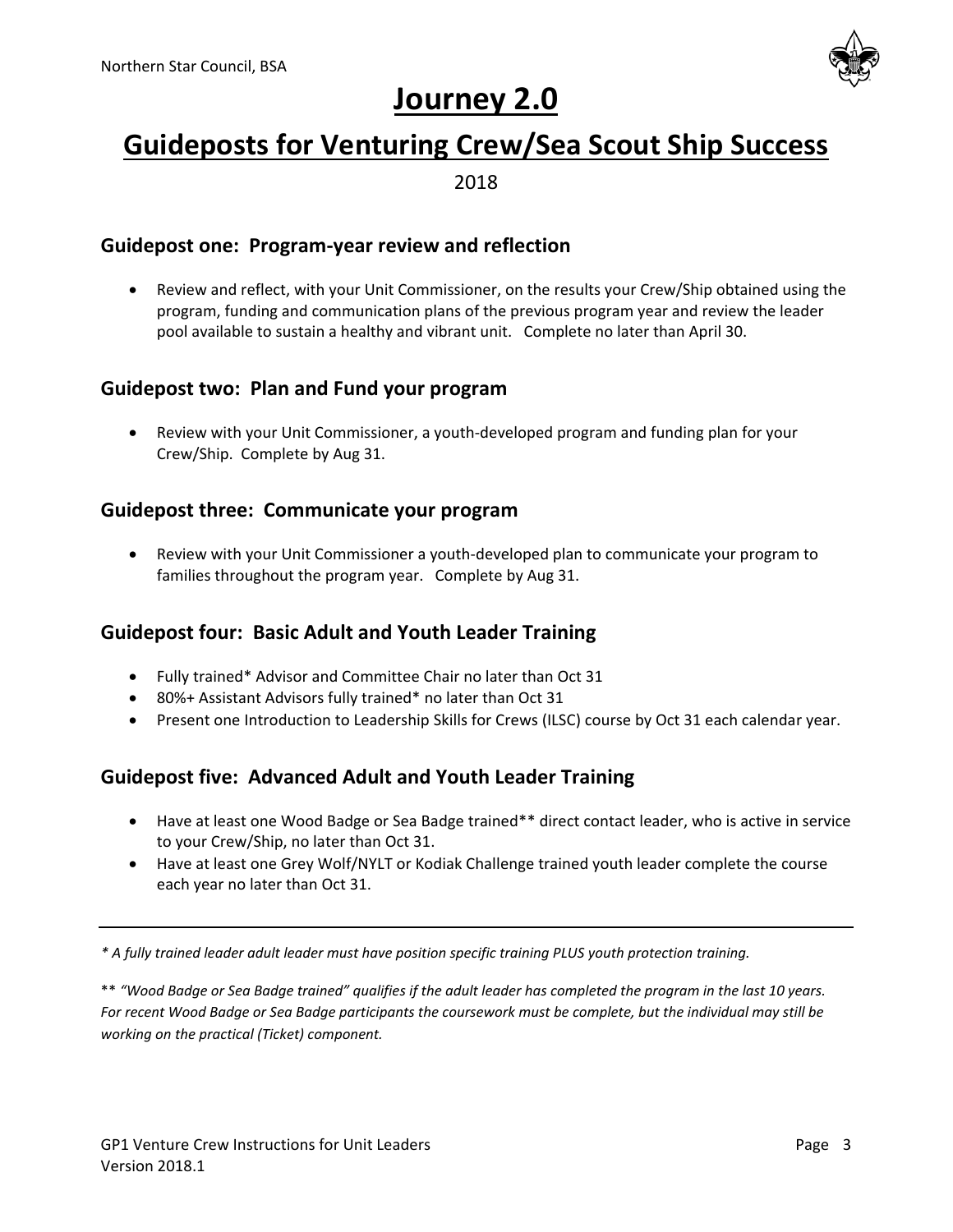Northern Star Council, BSA

# Journey 2.0

# Guideposts for Venturing Crew/Sea Scout Ship Success

2018

### Guidepost one: Program-year review and reflection

- Review and reflect, with your Unit Commissioner, on the results your Crew/Ship obtained using the program, funding and communication plans of the previous program year and review the leader pool available to sustain a healthy and vibrant unit. Complete no later than April 30.

### Guidepost two: Plan and Fund your program

- Review with your Unit Commissioner, a youth-developed program and funding plan for your Crew/Ship. Complete by Aug 31.

### Guidepost three: Communicate your program

- Review with your Unit Commissioner a youth-developed plan to communicate your program to families throughout the program year. Complete by Aug 31.

### Guidepost four: Basic Adult and Youth Leader Training

- Fully trained* Advisor and Committee Chair no later than Oct 31
- 80%+ Assistant Advisors fully trained* no later than Oct 31
- Present one Introduction to Leadership Skills for Crews (ILSC) course by Oct 31 each calendar year.

### Guidepost five: Advanced Adult and Youth Leader Training

- Have at least one Wood Badge or Sea Badge trained** direct contact leader, who is active in service to your Crew/Ship, no later than Oct 31.
- Have at least one Grey Wolf/NYLT or Kodiak Challenge trained youth leader complete the course each year no later than Oct 31.

---

*\* A fully trained leader adult leader must have position specific training PLUS youth protection training.*

** *"Wood Badge or Sea Badge trained" qualifies if the adult leader has completed the program in the last 10 years. For recent Wood Badge or Sea Badge participants the coursework must be complete, but the individual may still be working on the practical (Ticket) component.*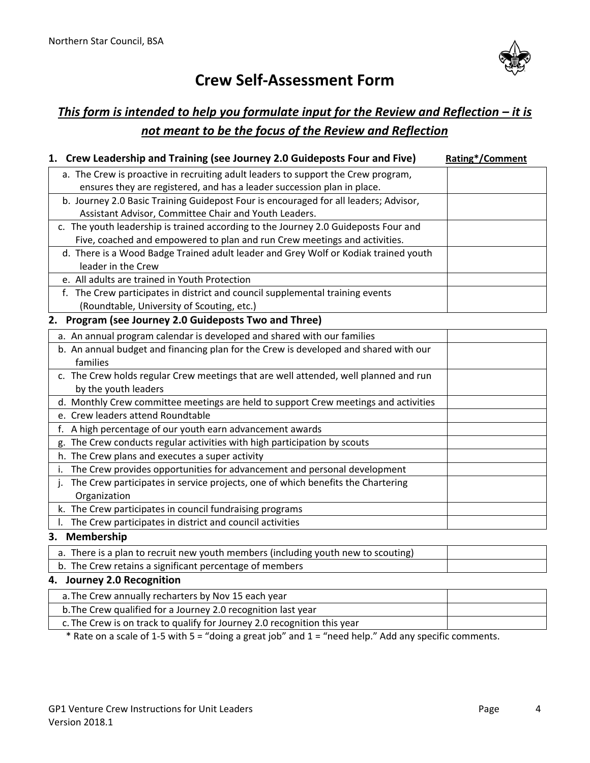Northern Star Council, BSA

# Crew Self-Assessment Form

***<u>This form is intended to help you formulate input for the Review and Reflection – it is not meant to be the focus of the Review and Reflection</u>***

| **1. Crew Leadership and Training (see Journey 2.0 Guideposts Four and Five)** | **Rating*/Comment** |
|---|---|
| a. The Crew is proactive in recruiting adult leaders to support the Crew program, ensures they are registered, and has a leader succession plan in place. | |
| b. Journey 2.0 Basic Training Guidepost Four is encouraged for all leaders; Advisor, Assistant Advisor, Committee Chair and Youth Leaders. | |
| c. The youth leadership is trained according to the Journey 2.0 Guideposts Four and Five, coached and empowered to plan and run Crew meetings and activities. | |
| d. There is a Wood Badge Trained adult leader and Grey Wolf or Kodiak trained youth leader in the Crew | |
| e. All adults are trained in Youth Protection | |
| f. The Crew participates in district and council supplemental training events (Roundtable, University of Scouting, etc.) | |

**2. Program (see Journey 2.0 Guideposts Two and Three)**

| | |
|---|---|
| a. An annual program calendar is developed and shared with our families | |
| b. An annual budget and financing plan for the Crew is developed and shared with our families | |
| c. The Crew holds regular Crew meetings that are well attended, well planned and run by the youth leaders | |
| d. Monthly Crew committee meetings are held to support Crew meetings and activities | |
| e. Crew leaders attend Roundtable | |
| f. A high percentage of our youth earn advancement awards | |
| g. The Crew conducts regular activities with high participation by scouts | |
| h. The Crew plans and executes a super activity | |
| i. The Crew provides opportunities for advancement and personal development | |
| j. The Crew participates in service projects, one of which benefits the Chartering Organization | |
| k. The Crew participates in council fundraising programs | |
| l. The Crew participates in district and council activities | |

**3. Membership**

| | |
|---|---|
| a. There is a plan to recruit new youth members (including youth new to scouting) | |
| b. The Crew retains a significant percentage of members | |

**4. Journey 2.0 Recognition**

| | |
|---|---|
| a. The Crew annually recharters by Nov 15 each year | |
| b. The Crew qualified for a Journey 2.0 recognition last year | |
| c. The Crew is on track to qualify for Journey 2.0 recognition this year | |

\* Rate on a scale of 1-5 with 5 = "doing a great job" and 1 = "need help." Add any specific comments.

GP1 Venture Crew Instructions for Unit Leaders
Version 2018.1